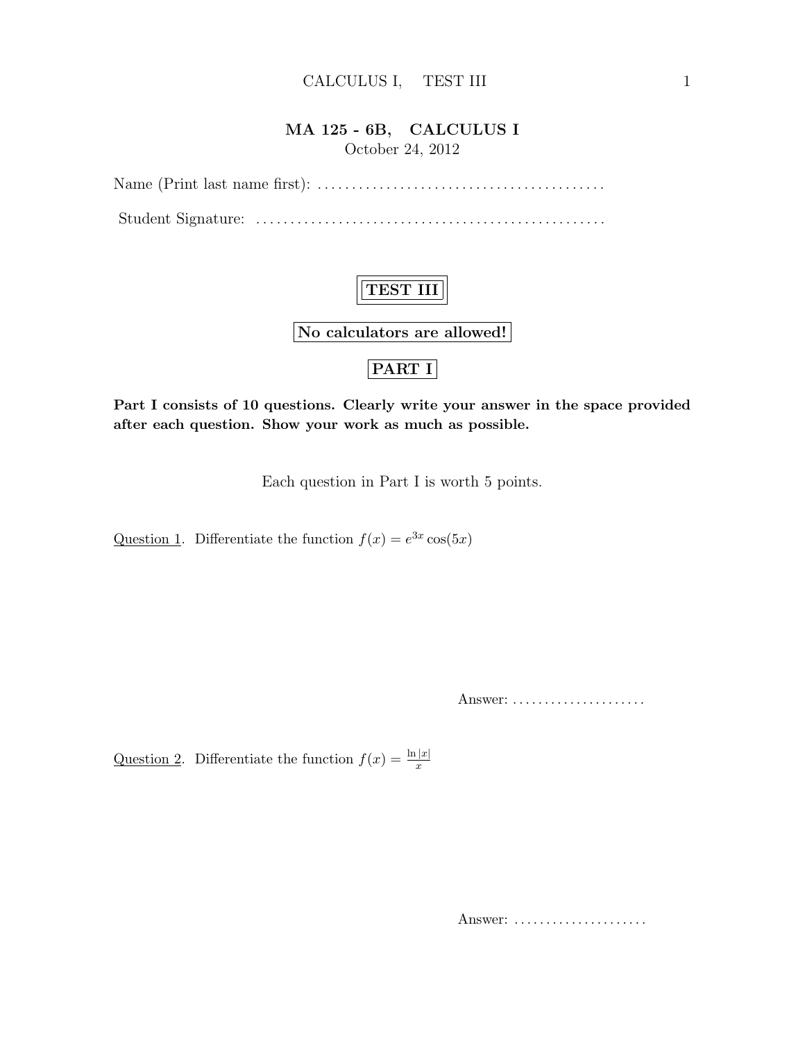# MA 125 - 6B, CALCULUS I

October 24, 2012

Name (Print last name first): ..........................................

Student Signature: ..................................................

## TEST III

**No calculators are allowed!**

## PART I

**Part I consists of 10 questions. Clearly write your answer in the space provided after each question. Show your work as much as possible.**

Each question in Part I is worth 5 points.

Question 1. Differentiate the function $f(x) = e^{3x} \cos(5x)$

Answer: .....................

Question 2. Differentiate the function $f(x) = \frac{\ln|x|}{x}$

Answer: .....................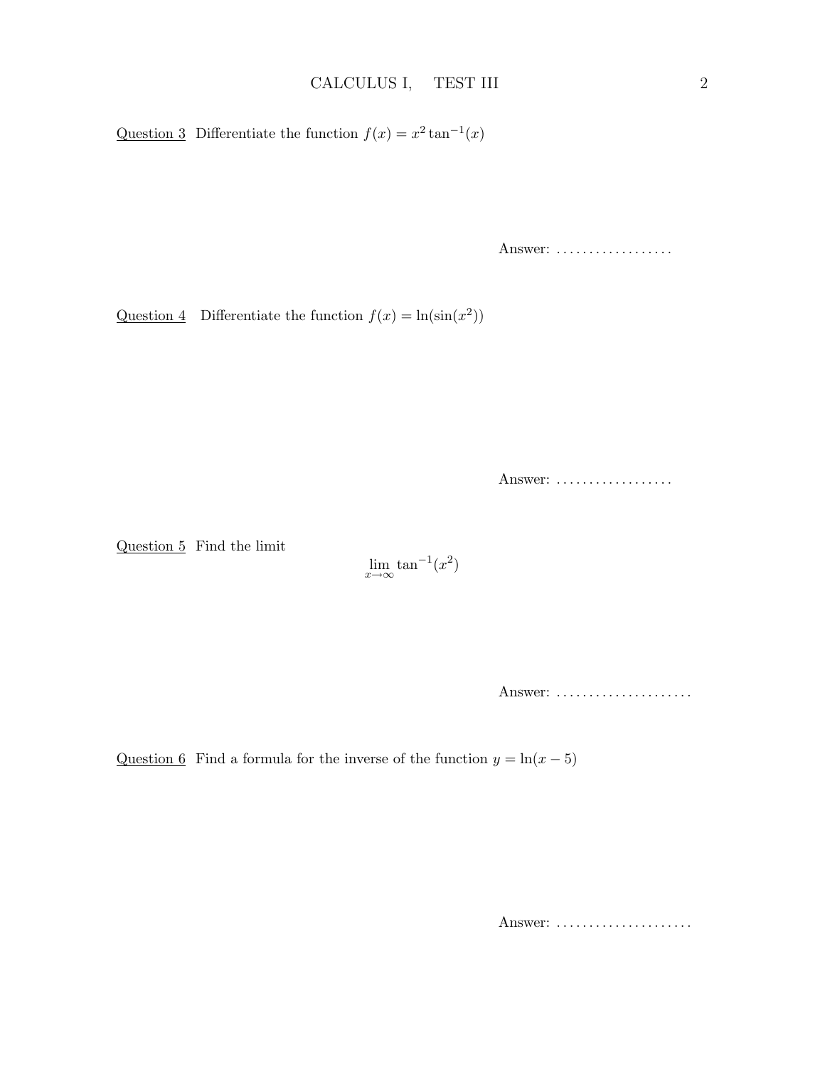Question 3 Differentiate the function $f(x) = x^2 \tan^{-1}(x)$

Answer: ..................

Question 4 Differentiate the function $f(x) = \ln(\sin(x^2))$

Answer: ..................

Question 5 Find the limit

$$\lim_{x \to \infty} \tan^{-1}(x^2)$$

Answer: .....................

Question 6 Find a formula for the inverse of the function $y = \ln(x - 5)$

Answer: .....................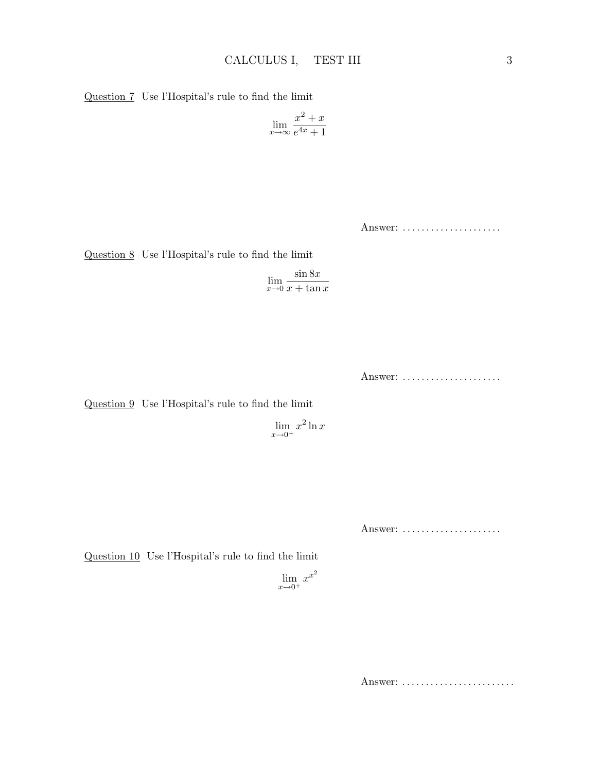<u>Question 7</u> Use l'Hospital's rule to find the limit

$$\lim_{x \to \infty} \frac{x^2 + x}{e^{4x} + 1}$$

Answer: .....................

<u>Question 8</u> Use l'Hospital's rule to find the limit

$$\lim_{x \to 0} \frac{\sin 8x}{x + \tan x}$$

Answer: .....................

<u>Question 9</u> Use l'Hospital's rule to find the limit

$$\lim_{x \to 0^+} x^2 \ln x$$

Answer: .....................

<u>Question 10</u> Use l'Hospital's rule to find the limit

$$\lim_{x \to 0^+} x^{x^2}$$

Answer: ........................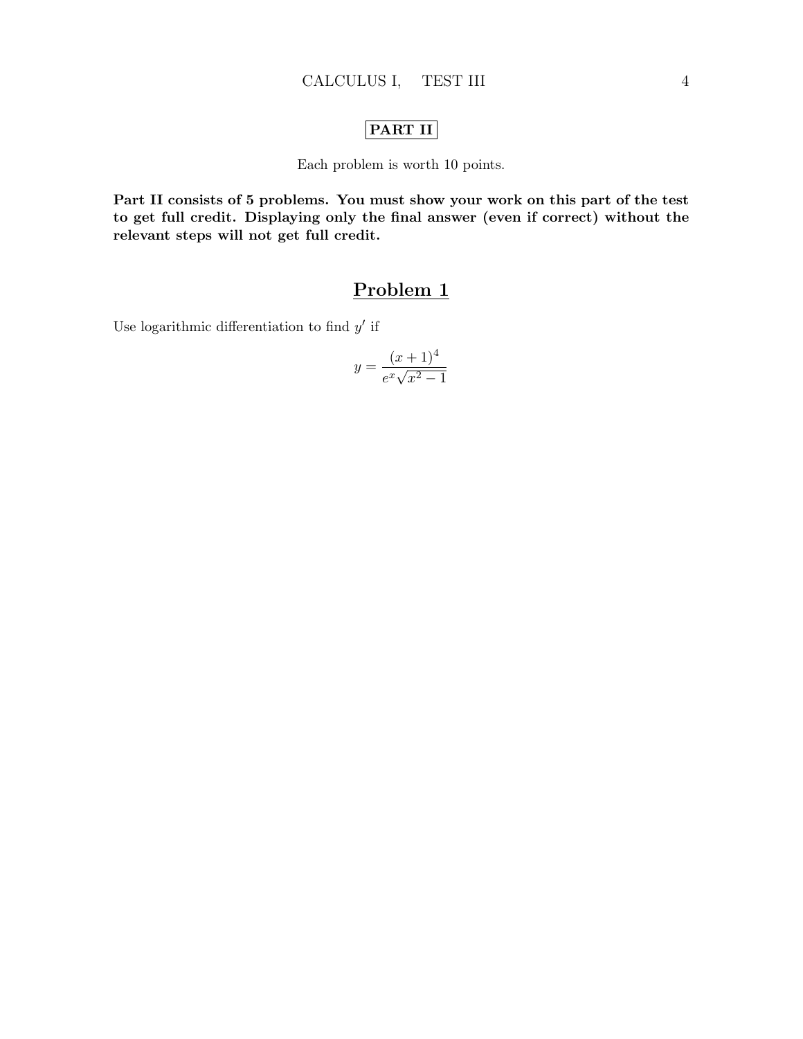**PART II**

Each problem is worth 10 points.

**Part II consists of 5 problems. You must show your work on this part of the test to get full credit. Displaying only the final answer (even if correct) without the relevant steps will not get full credit.**

## Problem 1

Use logarithmic differentiation to find $y'$ if

$$y = \frac{(x+1)^4}{e^x \sqrt{x^2-1}}$$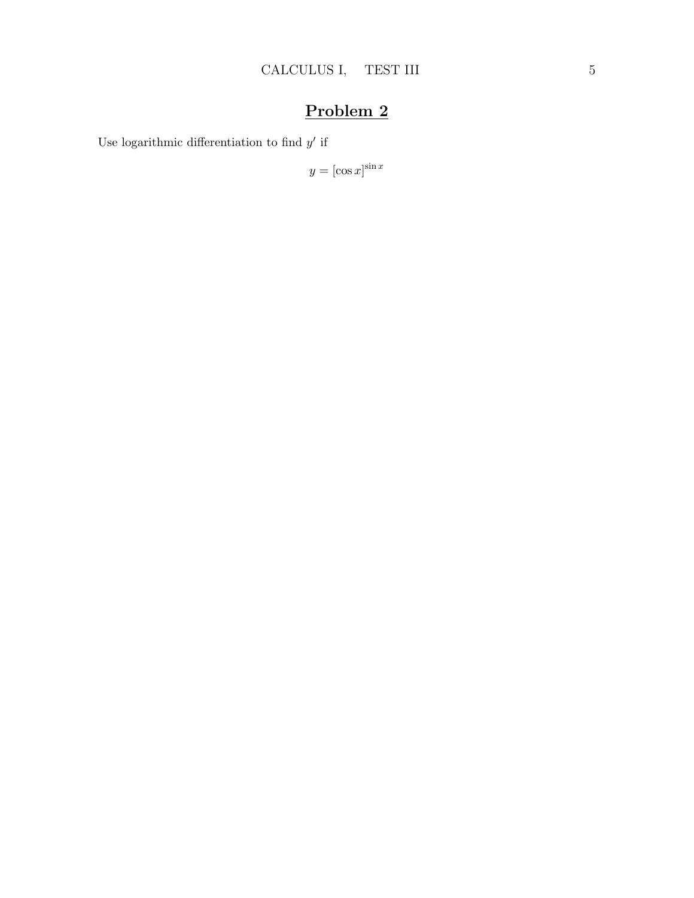## Problem 2

Use logarithmic differentiation to find $y'$ if

$$y = [\cos x]^{\sin x}$$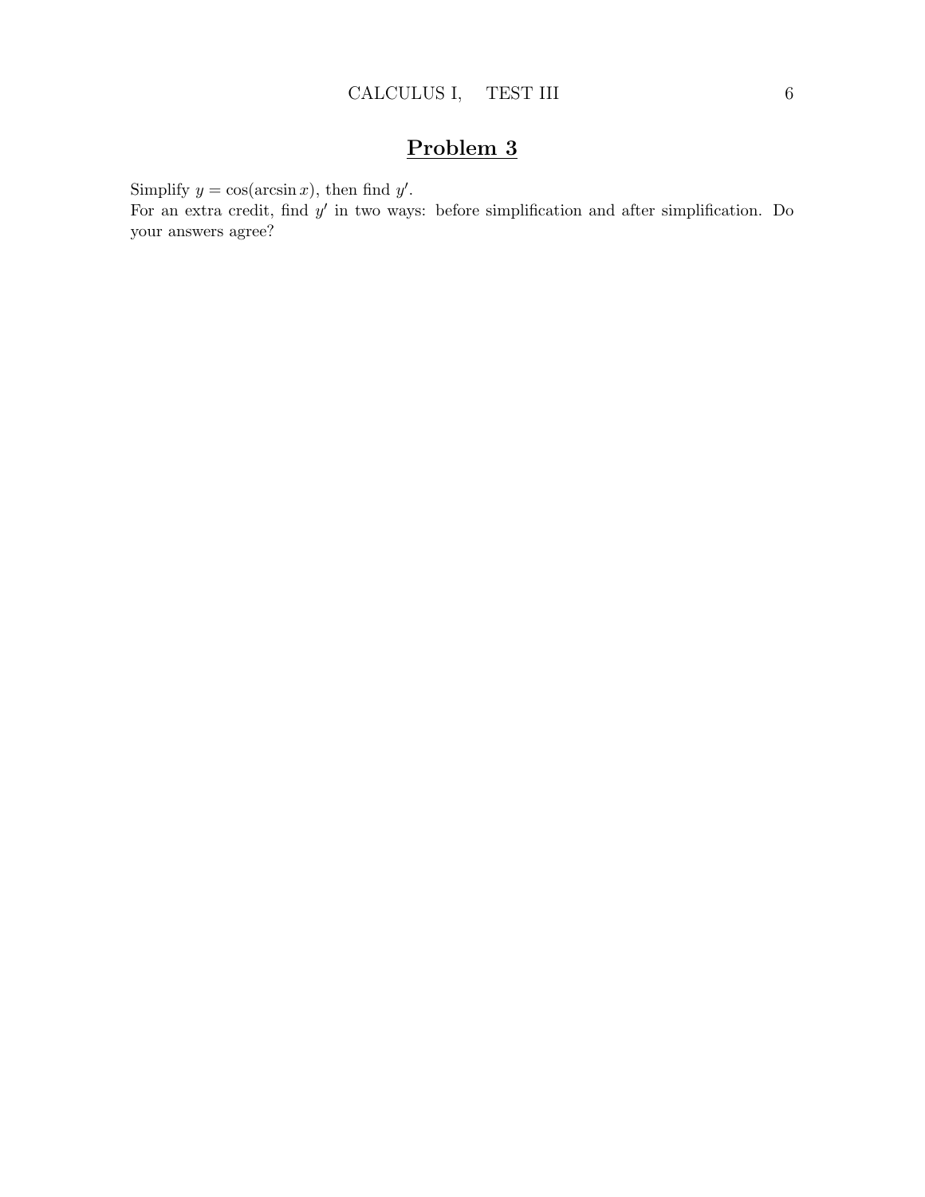# Problem 3

Simplify $y = \cos(\arcsin x)$, then find $y'$.
For an extra credit, find $y'$ in two ways: before simplification and after simplification. Do your answers agree?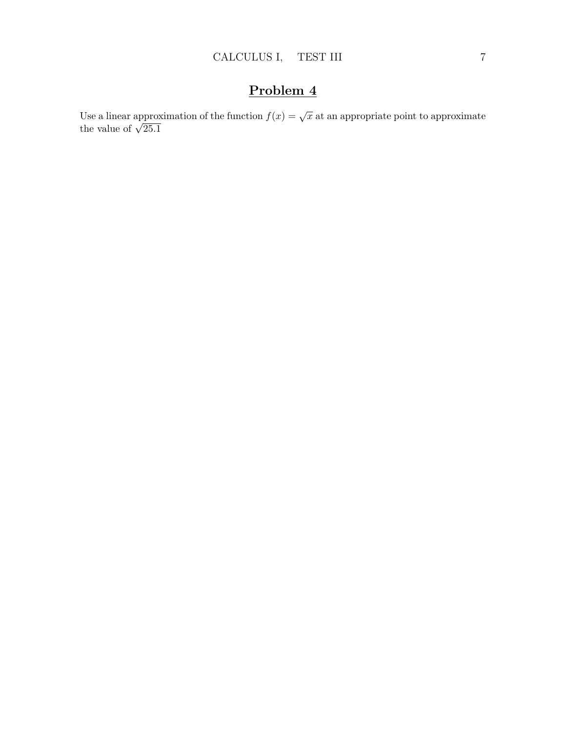## Problem 4

Use a linear approximation of the function $f(x) = \sqrt{x}$ at an appropriate point to approximate the value of $\sqrt{25.1}$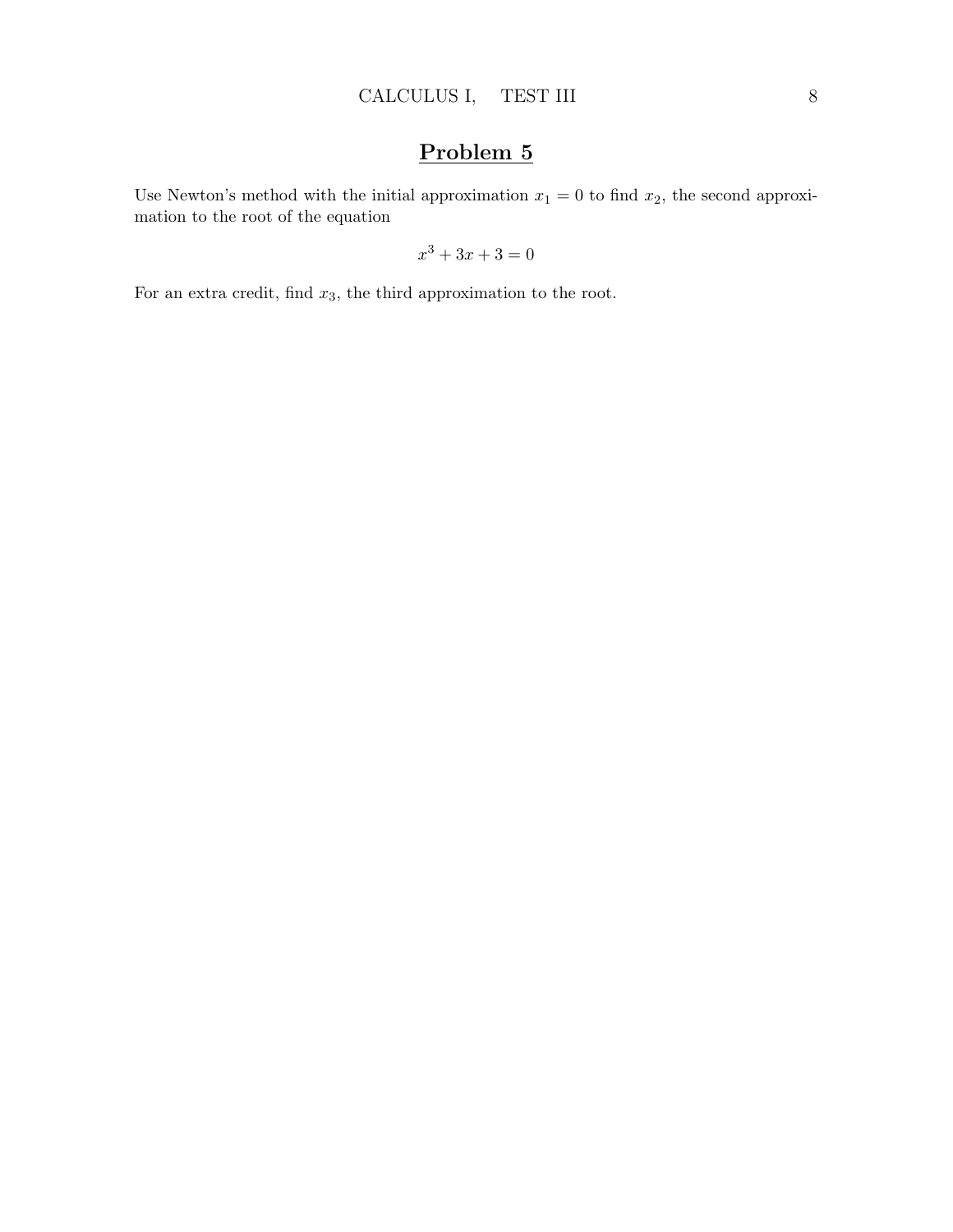## Problem 5

Use Newton's method with the initial approximation $x_1 = 0$ to find $x_2$, the second approximation to the root of the equation

$$x^3 + 3x + 3 = 0$$

For an extra credit, find $x_3$, the third approximation to the root.